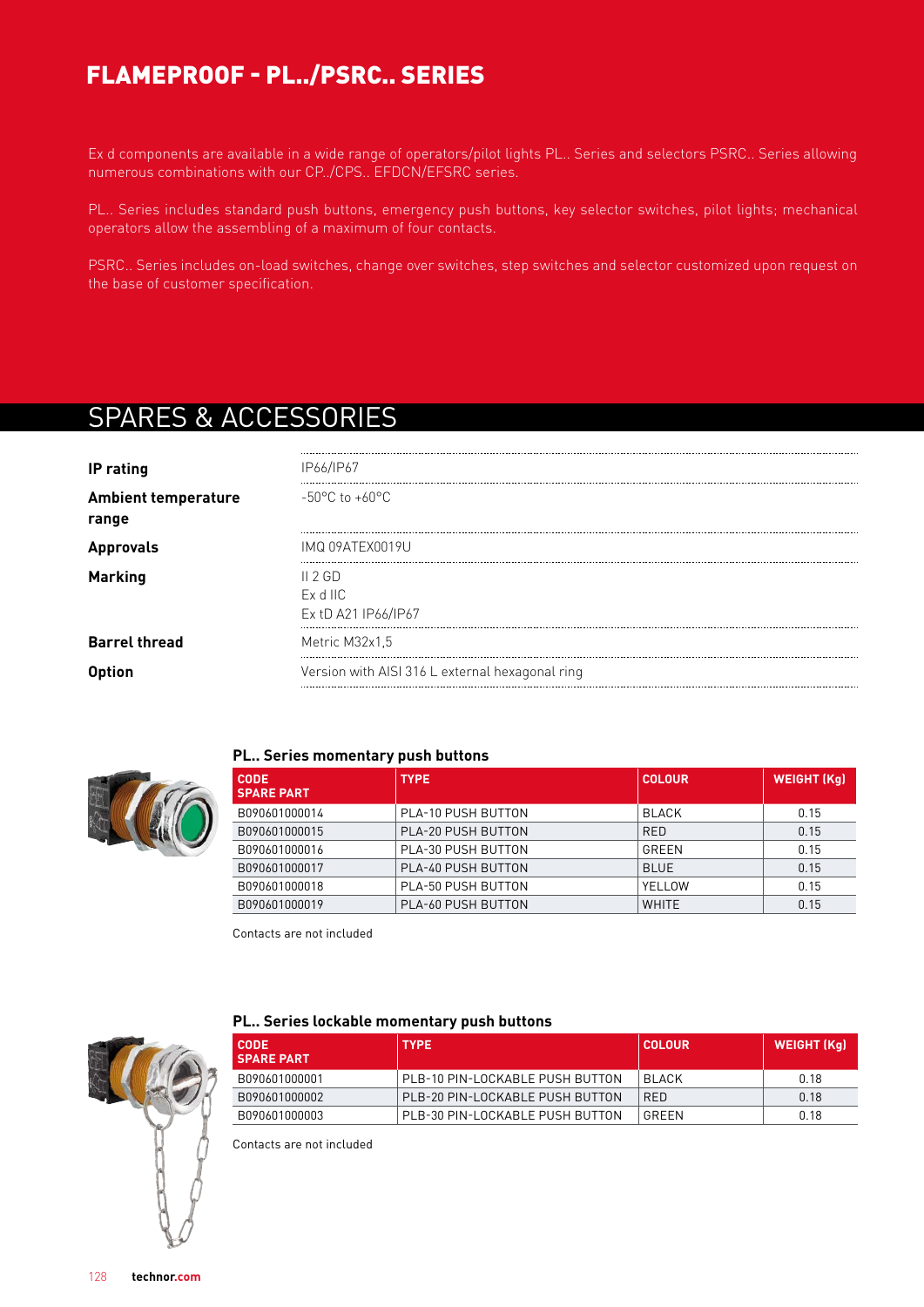# FLAMEPROOF - PL../PSRC.. SERIES

Ex d components are available in a wide range of operators/pilot lights PL.. Series and selectors PSRC.. Series allowing numerous combinations with our CP../CPS.. EFDCN/EFSRC series.

PL.. Series includes standard push buttons, emergency push buttons, key selector switches, pilot lights; mechanical operators allow the assembling of a maximum of four contacts.

PSRC.. Series includes on-load switches, change over switches, step switches and selector customized upon request on the base of customer specification.

## SPARES & ACCESSORIES

| | |
|---|---|
| **IP rating** | IP66/IP67 |
| **Ambient temperature range** | -50°C to +60°C |
| **Approvals** | IMQ 09ATEX0019U |
| **Marking** | II 2 GD<br>Ex d IIC<br>Ex tD A21 IP66/IP67 |
| **Barrel thread** | Metric M32x1,5 |
| **Option** | Version with AISI 316 L external hexagonal ring |

### PL.. Series momentary push buttons

| CODE SPARE PART | TYPE | COLOUR | WEIGHT (Kg) |
|---|---|---|---|
| B090601000014 | PLA-10 PUSH BUTTON | BLACK | 0.15 |
| B090601000015 | PLA-20 PUSH BUTTON | RED | 0.15 |
| B090601000016 | PLA-30 PUSH BUTTON | GREEN | 0.15 |
| B090601000017 | PLA-40 PUSH BUTTON | BLUE | 0.15 |
| B090601000018 | PLA-50 PUSH BUTTON | YELLOW | 0.15 |
| B090601000019 | PLA-60 PUSH BUTTON | WHITE | 0.15 |

Contacts are not included

### PL.. Series lockable momentary push buttons

| CODE SPARE PART | TYPE | COLOUR | WEIGHT (Kg) |
|---|---|---|---|
| B090601000001 | PLB-10 PIN-LOCKABLE PUSH BUTTON | BLACK | 0.18 |
| B090601000002 | PLB-20 PIN-LOCKABLE PUSH BUTTON | RED | 0.18 |
| B090601000003 | PLB-30 PIN-LOCKABLE PUSH BUTTON | GREEN | 0.18 |

Contacts are not included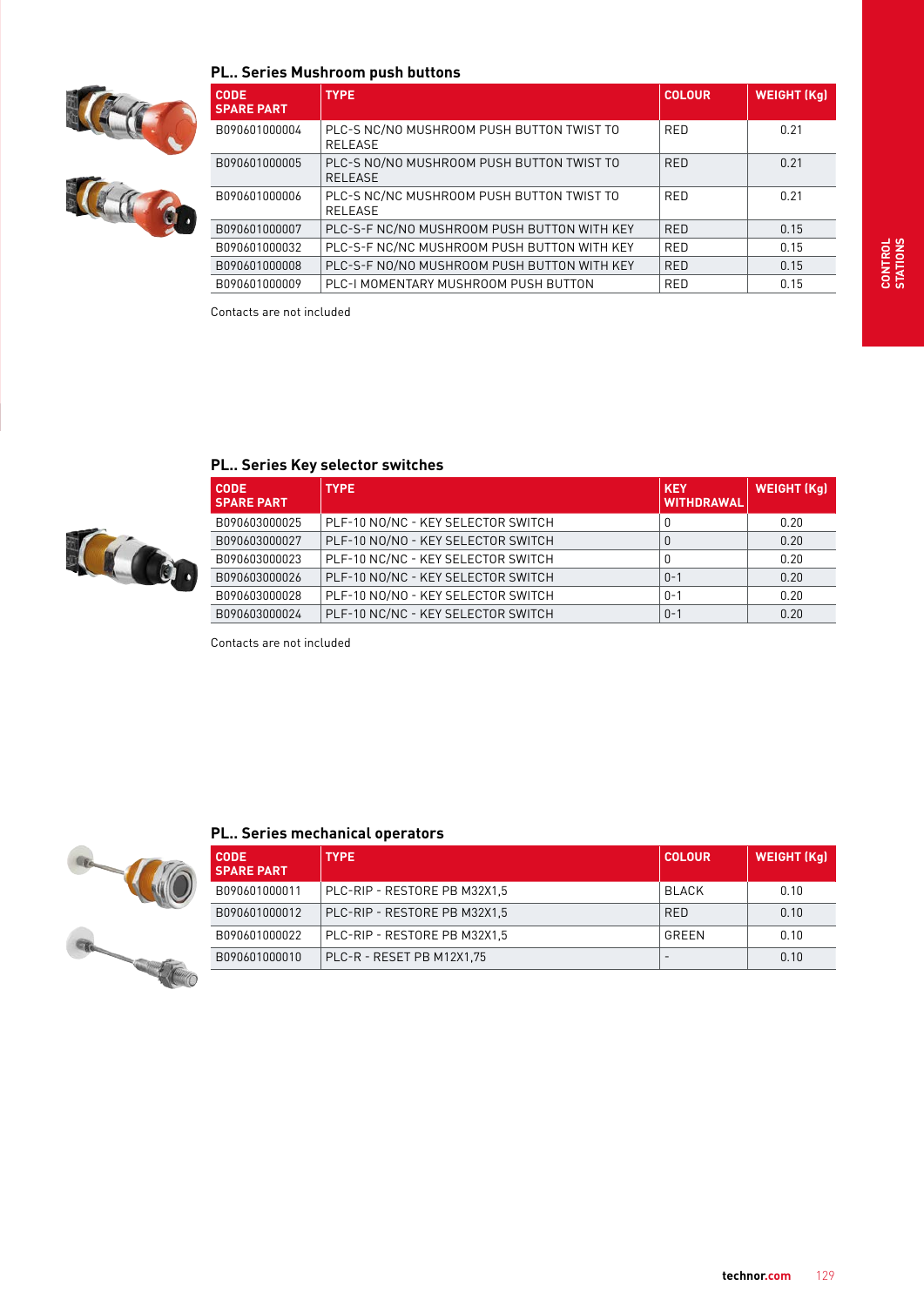## PL.. Series Mushroom push buttons

| CODE SPARE PART | TYPE | COLOUR | WEIGHT (Kg) |
|---|---|---|---|
| B090601000004 | PLC-S NC/NO MUSHROOM PUSH BUTTON TWIST TO RELEASE | RED | 0.21 |
| B090601000005 | PLC-S NO/NO MUSHROOM PUSH BUTTON TWIST TO RELEASE | RED | 0.21 |
| B090601000006 | PLC-S NC/NC MUSHROOM PUSH BUTTON TWIST TO RELEASE | RED | 0.21 |
| B090601000007 | PLC-S-F NC/NO MUSHROOM PUSH BUTTON WITH KEY | RED | 0.15 |
| B090601000032 | PLC-S-F NC/NC MUSHROOM PUSH BUTTON WITH KEY | RED | 0.15 |
| B090601000008 | PLC-S-F NO/NO MUSHROOM PUSH BUTTON WITH KEY | RED | 0.15 |
| B090601000009 | PLC-I MOMENTARY MUSHROOM PUSH BUTTON | RED | 0.15 |

Contacts are not included

## PL.. Series Key selector switches

| CODE SPARE PART | TYPE | KEY WITHDRAWAL | WEIGHT (Kg) |
|---|---|---|---|
| B090603000025 | PLF-10 NO/NC - KEY SELECTOR SWITCH | 0 | 0.20 |
| B090603000027 | PLF-10 NO/NO - KEY SELECTOR SWITCH | 0 | 0.20 |
| B090603000023 | PLF-10 NC/NC - KEY SELECTOR SWITCH | 0 | 0.20 |
| B090603000026 | PLF-10 NO/NC - KEY SELECTOR SWITCH | 0-1 | 0.20 |
| B090603000028 | PLF-10 NO/NO - KEY SELECTOR SWITCH | 0-1 | 0.20 |
| B090603000024 | PLF-10 NC/NC - KEY SELECTOR SWITCH | 0-1 | 0.20 |

Contacts are not included

## PL.. Series mechanical operators

| CODE SPARE PART | TYPE | COLOUR | WEIGHT (Kg) |
|---|---|---|---|
| B090601000011 | PLC-RIP - RESTORE PB M32X1,5 | BLACK | 0.10 |
| B090601000012 | PLC-RIP - RESTORE PB M32X1,5 | RED | 0.10 |
| B090601000022 | PLC-RIP - RESTORE PB M32X1,5 | GREEN | 0.10 |
| B090601000010 | PLC-R - RESET PB M12X1,75 | - | 0.10 |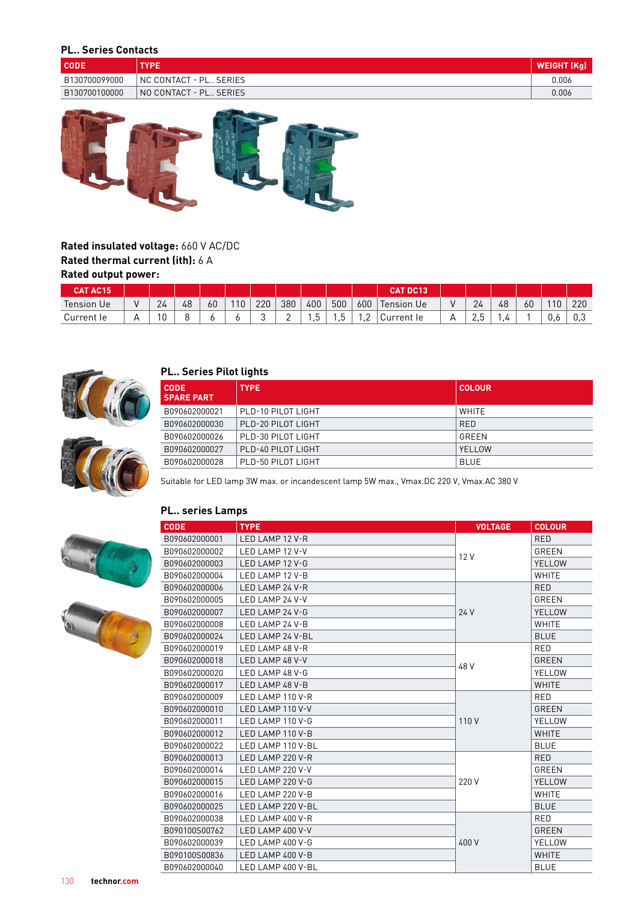## PL.. Series Contacts

| CODE | TYPE | WEIGHT (Kg) |
|---|---|---|
| B130700099000 | NC CONTACT - PL.. SERIES | 0.006 |
| B130700100000 | NO CONTACT - PL.. SERIES | 0.006 |

**Rated insulated voltage:** 660 V AC/DC
**Rated thermal current (ith):** 6 A
**Rated output power:**

| CAT AC15 | | | | | | | | | | | CAT DC13 | | | | | | |
|---|---|---|---|---|---|---|---|---|---|---|---|---|---|---|---|---|---|
| Tension Ue | V | 24 | 48 | 60 | 110 | 220 | 380 | 400 | 500 | 600 | Tension Ue | V | 24 | 48 | 60 | 110 | 220 |
| Current Ie | A | 10 | 8 | 6 | 6 | 3 | 2 | 1,5 | 1,5 | 1,2 | Current Ie | A | 2,5 | 1,4 | 1 | 0,6 | 0,3 |

## PL.. Series Pilot lights

| CODE SPARE PART | TYPE | COLOUR |
|---|---|---|
| B090602000021 | PLD-10 PILOT LIGHT | WHITE |
| B090602000030 | PLD-20 PILOT LIGHT | RED |
| B090602000026 | PLD-30 PILOT LIGHT | GREEN |
| B090602000027 | PLD-40 PILOT LIGHT | YELLOW |
| B090602000028 | PLD-50 PILOT LIGHT | BLUE |

Suitable for LED lamp 3W max. or incandescent lamp 5W max., Vmax.DC 220 V, Vmax.AC 380 V

## PL.. series Lamps

| CODE | TYPE | VOLTAGE | COLOUR |
|---|---|---|---|
| B090602000001 | LED LAMP 12 V-R | 12 V | RED |
| B090602000002 | LED LAMP 12 V-V | | GREEN |
| B090602000003 | LED LAMP 12 V-G | | YELLOW |
| B090602000004 | LED LAMP 12 V-B | | WHITE |
| B090602000006 | LED LAMP 24 V-R | 24 V | RED |
| B090602000005 | LED LAMP 24 V-V | | GREEN |
| B090602000007 | LED LAMP 24 V-G | | YELLOW |
| B090602000008 | LED LAMP 24 V-B | | WHITE |
| B090602000024 | LED LAMP 24 V-BL | | BLUE |
| B090602000019 | LED LAMP 48 V-R | 48 V | RED |
| B090602000018 | LED LAMP 48 V-V | | GREEN |
| B090602000020 | LED LAMP 48 V-G | | YELLOW |
| B090602000017 | LED LAMP 48 V-B | | WHITE |
| B090602000009 | LED LAMP 110 V-R | 110 V | RED |
| B090602000010 | LED LAMP 110 V-V | | GREEN |
| B090602000011 | LED LAMP 110 V-G | | YELLOW |
| B090602000012 | LED LAMP 110 V-B | | WHITE |
| B090602000022 | LED LAMP 110 V-BL | | BLUE |
| B090602000013 | LED LAMP 220 V-R | 220 V | RED |
| B090602000014 | LED LAMP 220 V-V | | GREEN |
| B090602000015 | LED LAMP 220 V-G | | YELLOW |
| B090602000016 | LED LAMP 220 V-B | | WHITE |
| B090602000025 | LED LAMP 220 V-BL | | BLUE |
| B090602000038 | LED LAMP 400 V-R | 400 V | RED |
| B090100S00762 | LED LAMP 400 V-V | | GREEN |
| B090602000039 | LED LAMP 400 V-G | | YELLOW |
| B090100S00836 | LED LAMP 400 V-B | | WHITE |
| B090602000040 | LED LAMP 400 V-BL | | BLUE |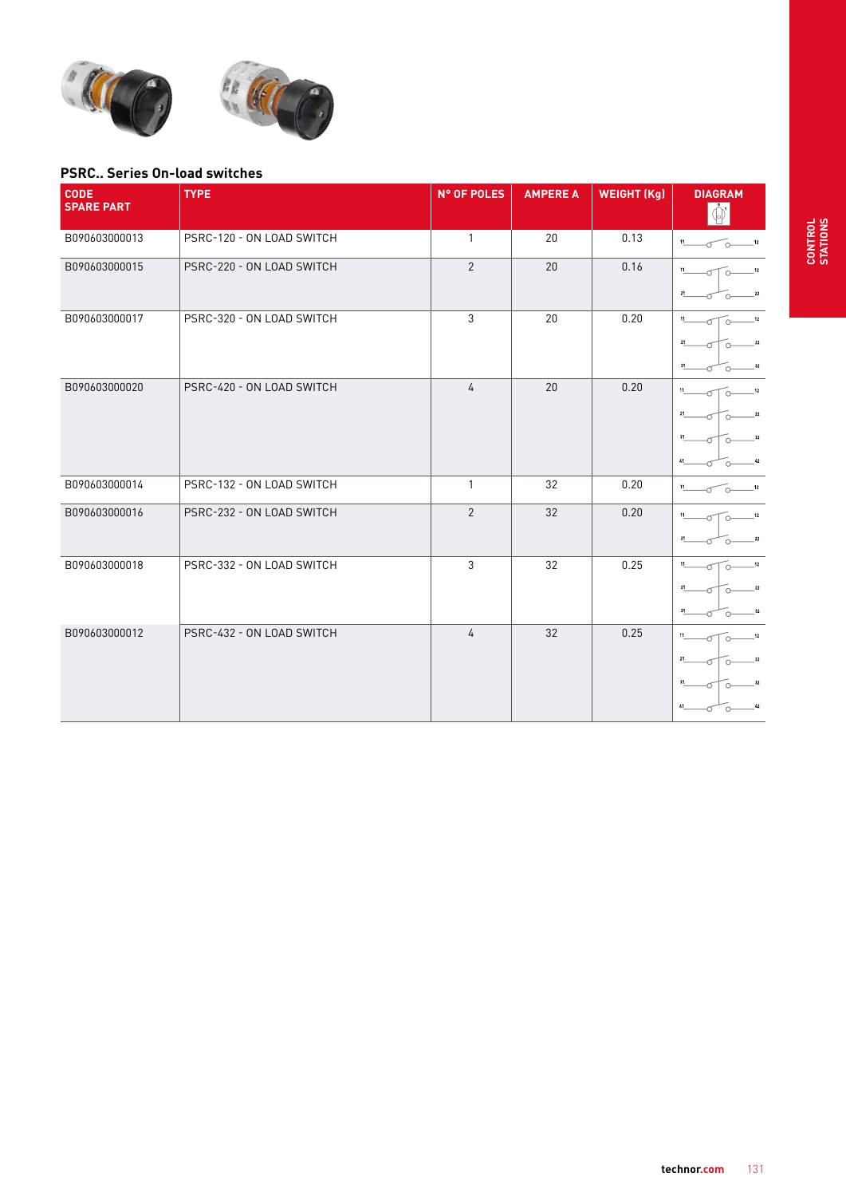## PSRC.. Series On-load switches

| CODE SPARE PART | TYPE | N° OF POLES | AMPERE A | WEIGHT (Kg) | DIAGRAM |
|---|---|---|---|---|---|
| B090603000013 | PSRC-120 - ON LOAD SWITCH | 1 | 20 | 0.13 | |
| B090603000015 | PSRC-220 - ON LOAD SWITCH | 2 | 20 | 0.16 | |
| B090603000017 | PSRC-320 - ON LOAD SWITCH | 3 | 20 | 0.20 | |
| B090603000020 | PSRC-420 - ON LOAD SWITCH | 4 | 20 | 0.20 | |
| B090603000014 | PSRC-132 - ON LOAD SWITCH | 1 | 32 | 0.20 | |
| B090603000016 | PSRC-232 - ON LOAD SWITCH | 2 | 32 | 0.20 | |
| B090603000018 | PSRC-332 - ON LOAD SWITCH | 3 | 32 | 0.25 | |
| B090603000012 | PSRC-432 - ON LOAD SWITCH | 4 | 32 | 0.25 | |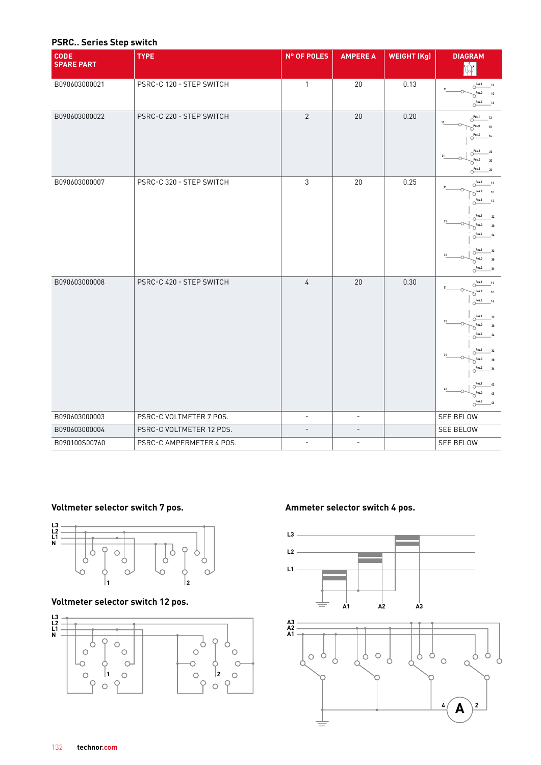## PSRC.. Series Step switch

| CODE SPARE PART | TYPE | N° OF POLES | AMPERE A | WEIGHT (Kg) | DIAGRAM |
|---|---|---|---|---|---|
| B090603000021 | PSRC-C 120 - STEP SWITCH | 1 | 20 | 0.13 | |
| B090603000022 | PSRC-C 220 - STEP SWITCH | 2 | 20 | 0.20 | |
| B090603000007 | PSRC-C 320 - STEP SWITCH | 3 | 20 | 0.25 | |
| B090603000008 | PSRC-C 420 - STEP SWITCH | 4 | 20 | 0.30 | |
| B090603000003 | PSRC-C VOLTMETER 7 POS. | - | - | | SEE BELOW |
| B090603000004 | PSRC-C VOLTMETER 12 POS. | - | - | | SEE BELOW |
| B090100S00760 | PSRC-C AMPERMETER 4 POS. | - | - | | SEE BELOW |

### Voltmeter selector switch 7 pos.

### Voltmeter selector switch 12 pos.

### Ammeter selector switch 4 pos.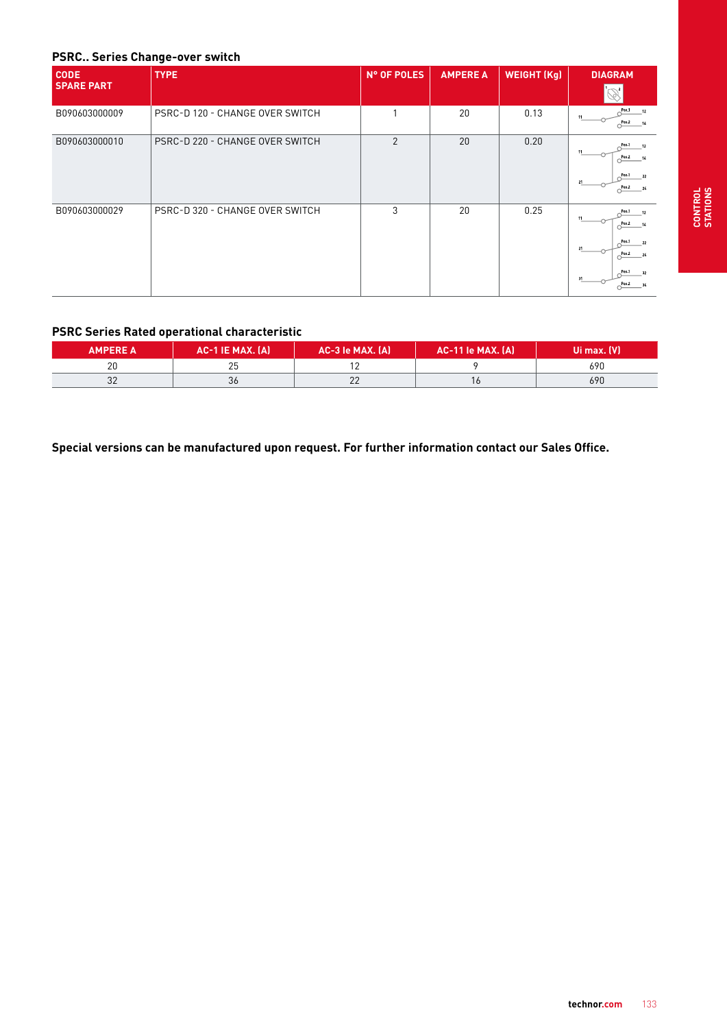## PSRC.. Series Change-over switch

| CODE SPARE PART | TYPE | N° OF POLES | AMPERE A | WEIGHT (Kg) | DIAGRAM |
|---|---|---|---|---|---|
| B090603000009 | PSRC-D 120 - CHANGE OVER SWITCH | 1 | 20 | 0.13 | |
| B090603000010 | PSRC-D 220 - CHANGE OVER SWITCH | 2 | 20 | 0.20 | |
| B090603000029 | PSRC-D 320 - CHANGE OVER SWITCH | 3 | 20 | 0.25 | |

## PSRC Series Rated operational characteristic

| AMPERE A | AC-1 IE MAX. (A) | AC-3 Ie MAX. (A) | AC-11 Ie MAX. (A) | Ui max. (V) |
|---|---|---|---|---|
| 20 | 25 | 12 | 9 | 690 |
| 32 | 36 | 22 | 16 | 690 |

**Special versions can be manufactured upon request. For further information contact our Sales Office.**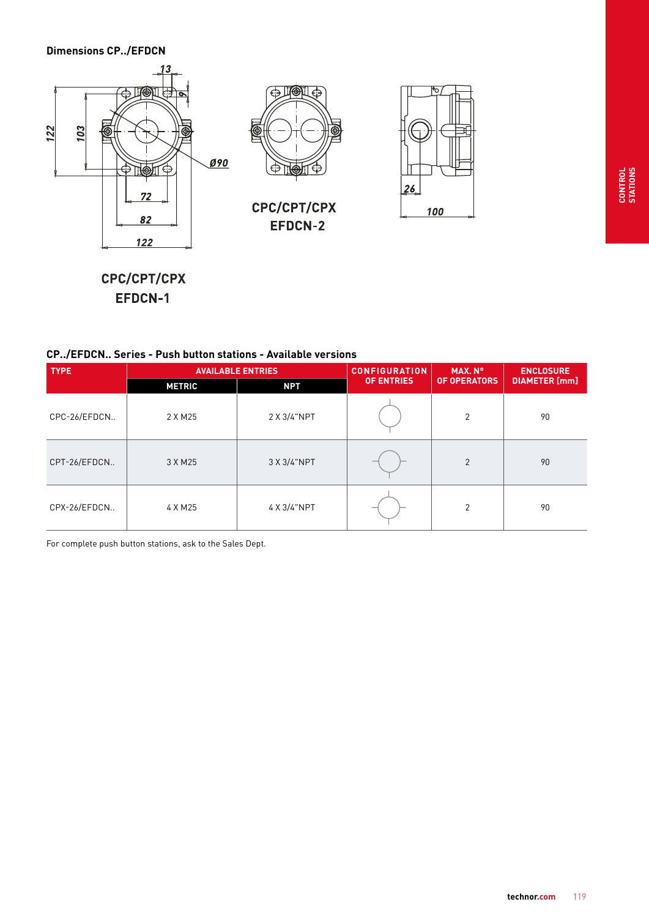## Dimensions CP../EFDCN

CPC/CPT/CPX
EFDCN-1

CPC/CPT/CPX
EFDCN-2

## CP../EFDCN.. Series - Push button stations - Available versions

| TYPE | AVAILABLE ENTRIES | | CONFIGURATION OF ENTRIES | MAX. N° OF OPERATORS | ENCLOSURE DIAMETER [mm] |
|---|---|---|---|---|---|
| | METRIC | NPT | | | |
| CPC-26/EFDCN.. | 2 X M25 | 2 X 3/4"NPT | | 2 | 90 |
| CPT-26/EFDCN.. | 3 X M25 | 3 X 3/4"NPT | | 2 | 90 |
| CPX-26/EFDCN.. | 4 X M25 | 4 X 3/4"NPT | | 2 | 90 |

For complete push button stations, ask to the Sales Dept.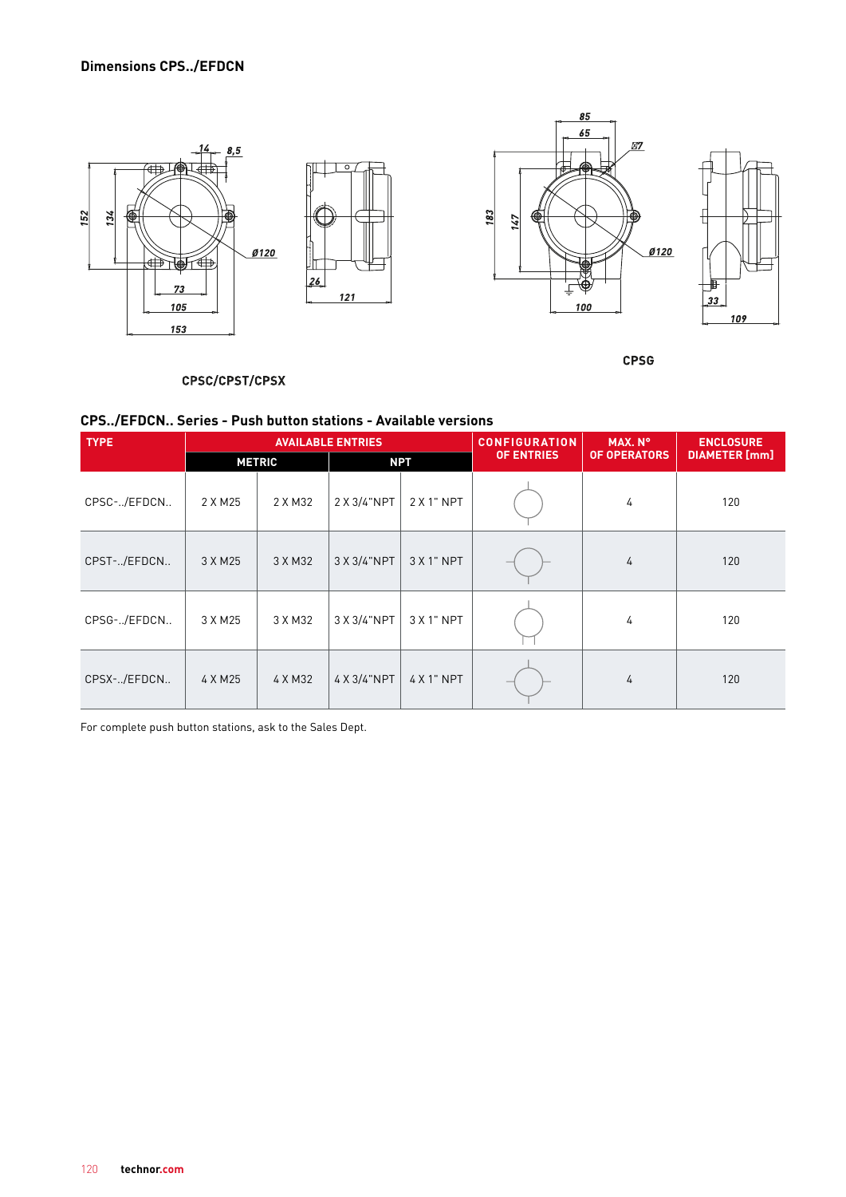## Dimensions CPS../EFDCN

CPSC/CPST/CPSX

CPSG

## CPS../EFDCN.. Series - Push button stations - Available versions

| TYPE | AVAILABLE ENTRIES | | | | CONFIGURATION OF ENTRIES | MAX. N° OF OPERATORS | ENCLOSURE DIAMETER [mm] |
|---|---|---|---|---|---|---|---|
| | METRIC | | NPT | | | | |
| CPSC-../EFDCN.. | 2 X M25 | 2 X M32 | 2 X 3/4"NPT | 2 X 1" NPT | | 4 | 120 |
| CPST-../EFDCN.. | 3 X M25 | 3 X M32 | 3 X 3/4"NPT | 3 X 1" NPT | | 4 | 120 |
| CPSG-../EFDCN.. | 3 X M25 | 3 X M32 | 3 X 3/4"NPT | 3 X 1" NPT | | 4 | 120 |
| CPSX-../EFDCN.. | 4 X M25 | 4 X M32 | 4 X 3/4"NPT | 4 X 1" NPT | | 4 | 120 |

For complete push button stations, ask to the Sales Dept.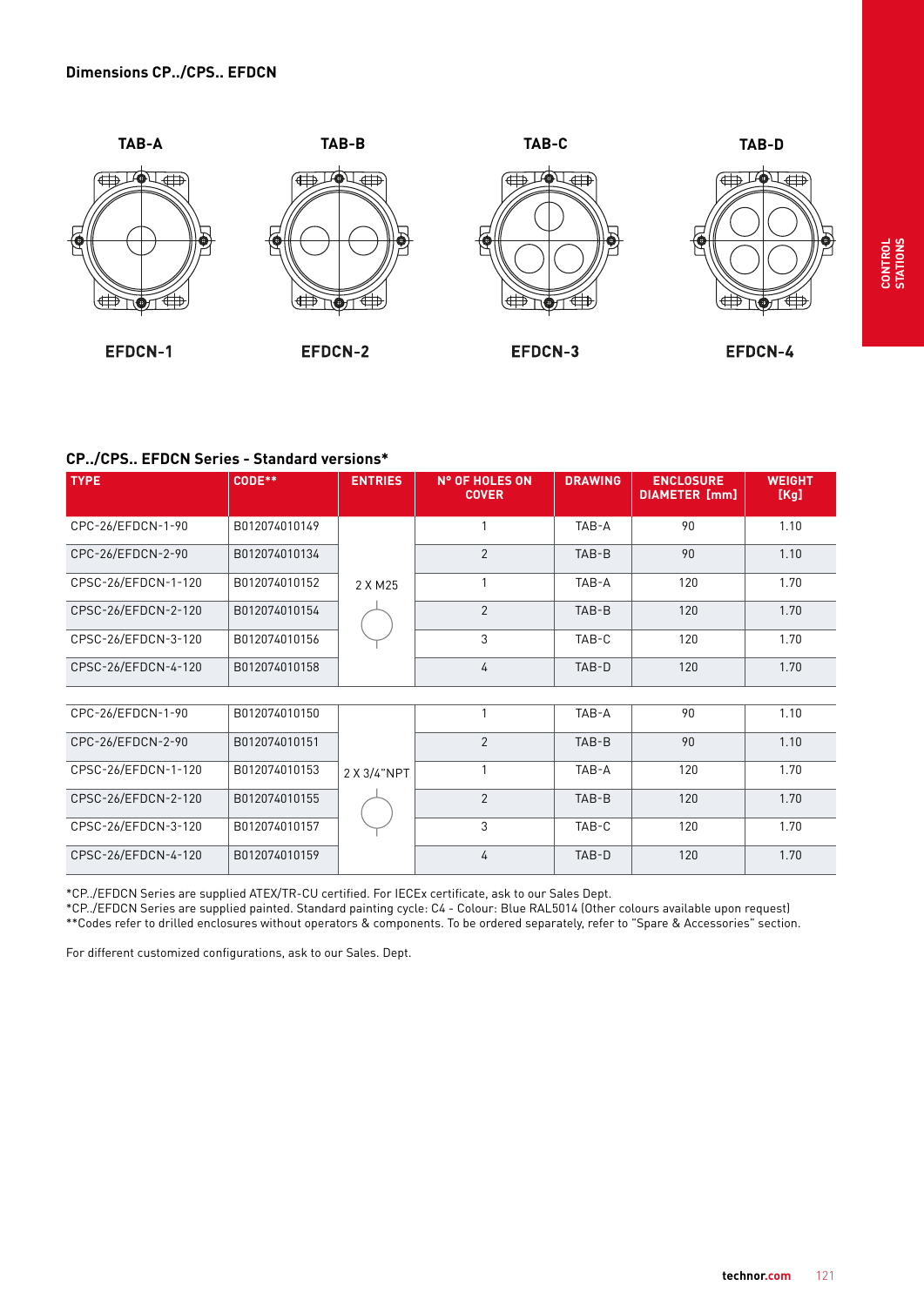## Dimensions CP../CPS.. EFDCN

TAB-A

EFDCN-1

TAB-B

EFDCN-2

TAB-C

EFDCN-3

TAB-D

EFDCN-4

## CP../CPS.. EFDCN Series - Standard versions*

| TYPE | CODE** | ENTRIES | N° OF HOLES ON COVER | DRAWING | ENCLOSURE DIAMETER [mm] | WEIGHT [Kg] |
|---|---|---|---|---|---|---|
| CPC-26/EFDCN-1-90 | B012074010149 | 2 X M25 | 1 | TAB-A | 90 | 1.10 |
| CPC-26/EFDCN-2-90 | B012074010134 | | 2 | TAB-B | 90 | 1.10 |
| CPSC-26/EFDCN-1-120 | B012074010152 | | 1 | TAB-A | 120 | 1.70 |
| CPSC-26/EFDCN-2-120 | B012074010154 | | 2 | TAB-B | 120 | 1.70 |
| CPSC-26/EFDCN-3-120 | B012074010156 | | 3 | TAB-C | 120 | 1.70 |
| CPSC-26/EFDCN-4-120 | B012074010158 | | 4 | TAB-D | 120 | 1.70 |
| CPC-26/EFDCN-1-90 | B012074010150 | 2 X 3/4"NPT | 1 | TAB-A | 90 | 1.10 |
| CPC-26/EFDCN-2-90 | B012074010151 | | 2 | TAB-B | 90 | 1.10 |
| CPSC-26/EFDCN-1-120 | B012074010153 | | 1 | TAB-A | 120 | 1.70 |
| CPSC-26/EFDCN-2-120 | B012074010155 | | 2 | TAB-B | 120 | 1.70 |
| CPSC-26/EFDCN-3-120 | B012074010157 | | 3 | TAB-C | 120 | 1.70 |
| CPSC-26/EFDCN-4-120 | B012074010159 | | 4 | TAB-D | 120 | 1.70 |

*CP../EFDCN Series are supplied ATEX/TR-CU certified. For IECEx certificate, ask to our Sales Dept.
*CP../EFDCN Series are supplied painted. Standard painting cycle: C4 - Colour: Blue RAL5014 (Other colours available upon request)
**Codes refer to drilled enclosures without operators & components. To be ordered separately, refer to "Spare & Accessories" section.

For different customized configurations, ask to our Sales. Dept.